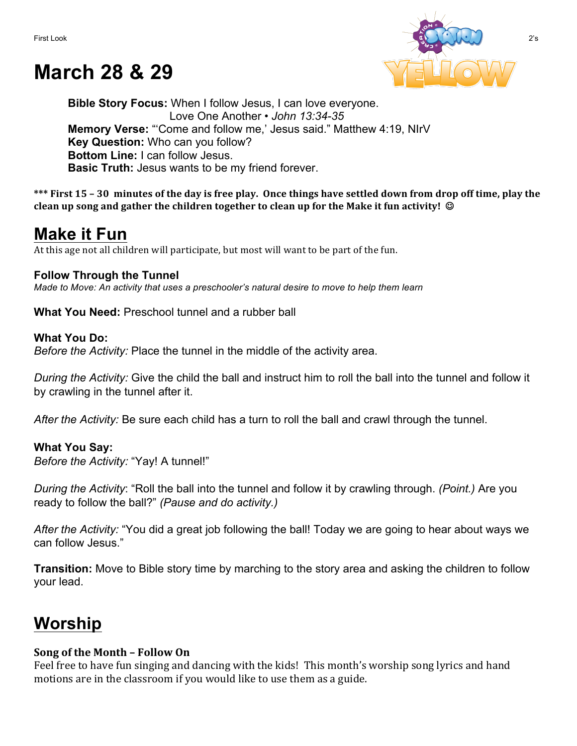# March 28 & 29

**Bible Story Focus:** When I follow Jesus, I can love everyone.
Love One Another • *John 13:34-35*
**Memory Verse:** "'Come and follow me,' Jesus said." Matthew 4:19, NIrV
**Key Question:** Who can you follow?
**Bottom Line:** I can follow Jesus.
**Basic Truth:** Jesus wants to be my friend forever.

**\*\*\* First 15 – 30 minutes of the day is free play. Once things have settled down from drop off time, play the clean up song and gather the children together to clean up for the Make it fun activity! ☺**

## Make it Fun

At this age not all children will participate, but most will want to be part of the fun.

### Follow Through the Tunnel

*Made to Move: An activity that uses a preschooler's natural desire to move to help them learn*

**What You Need:** Preschool tunnel and a rubber ball

**What You Do:**
*Before the Activity:* Place the tunnel in the middle of the activity area.

*During the Activity:* Give the child the ball and instruct him to roll the ball into the tunnel and follow it by crawling in the tunnel after it.

*After the Activity:* Be sure each child has a turn to roll the ball and crawl through the tunnel.

**What You Say:**
*Before the Activity:* "Yay! A tunnel!"

*During the Activity*: "Roll the ball into the tunnel and follow it by crawling through. *(Point.)* Are you ready to follow the ball?" *(Pause and do activity.)*

*After the Activity:* "You did a great job following the ball! Today we are going to hear about ways we can follow Jesus."

**Transition:** Move to Bible story time by marching to the story area and asking the children to follow your lead.

## Worship

### Song of the Month – Follow On

Feel free to have fun singing and dancing with the kids! This month's worship song lyrics and hand motions are in the classroom if you would like to use them as a guide.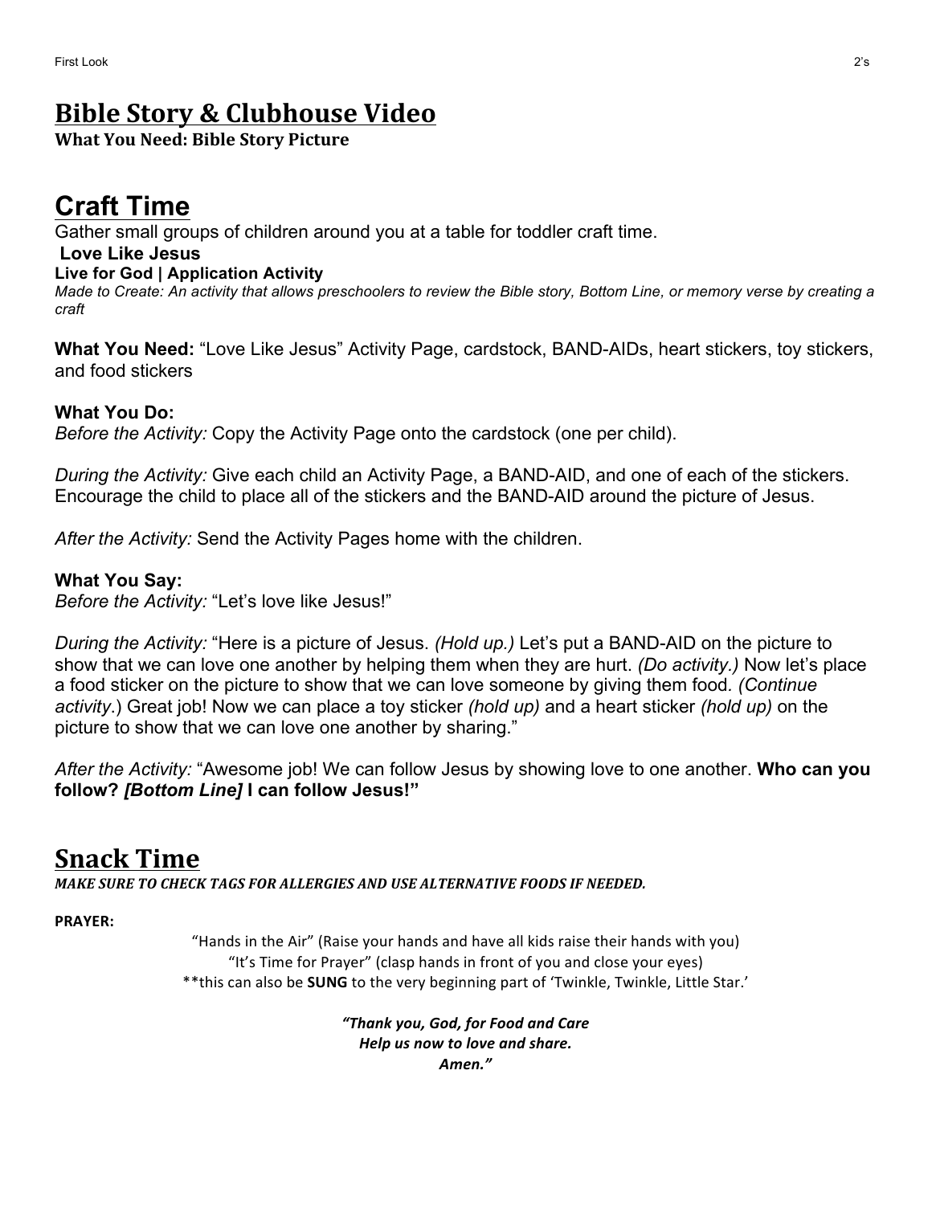## Bible Story & Clubhouse Video

**What You Need: Bible Story Picture**

## Craft Time

Gather small groups of children around you at a table for toddler craft time.

**Love Like Jesus**

**Live for God | Application Activity**

*Made to Create: An activity that allows preschoolers to review the Bible story, Bottom Line, or memory verse by creating a craft*

**What You Need:** "Love Like Jesus" Activity Page, cardstock, BAND-AIDs, heart stickers, toy stickers, and food stickers

**What You Do:**

*Before the Activity:* Copy the Activity Page onto the cardstock (one per child).

*During the Activity:* Give each child an Activity Page, a BAND-AID, and one of each of the stickers. Encourage the child to place all of the stickers and the BAND-AID around the picture of Jesus.

*After the Activity:* Send the Activity Pages home with the children.

**What You Say:**

*Before the Activity:* "Let's love like Jesus!"

*During the Activity:* "Here is a picture of Jesus. *(Hold up.)* Let's put a BAND-AID on the picture to show that we can love one another by helping them when they are hurt. *(Do activity.)* Now let's place a food sticker on the picture to show that we can love someone by giving them food. *(Continue activity.)* Great job! Now we can place a toy sticker *(hold up)* and a heart sticker *(hold up)* on the picture to show that we can love one another by sharing."

*After the Activity:* "Awesome job! We can follow Jesus by showing love to one another. **Who can you follow? *[Bottom Line]* I can follow Jesus!"**

## Snack Time

***MAKE SURE TO CHECK TAGS FOR ALLERGIES AND USE ALTERNATIVE FOODS IF NEEDED.***

**PRAYER:**

"Hands in the Air" (Raise your hands and have all kids raise their hands with you)
"It's Time for Prayer" (clasp hands in front of you and close your eyes)
**this can also be **SUNG** to the very beginning part of 'Twinkle, Twinkle, Little Star.'

***"Thank you, God, for Food and Care***
***Help us now to love and share.***
***Amen."***